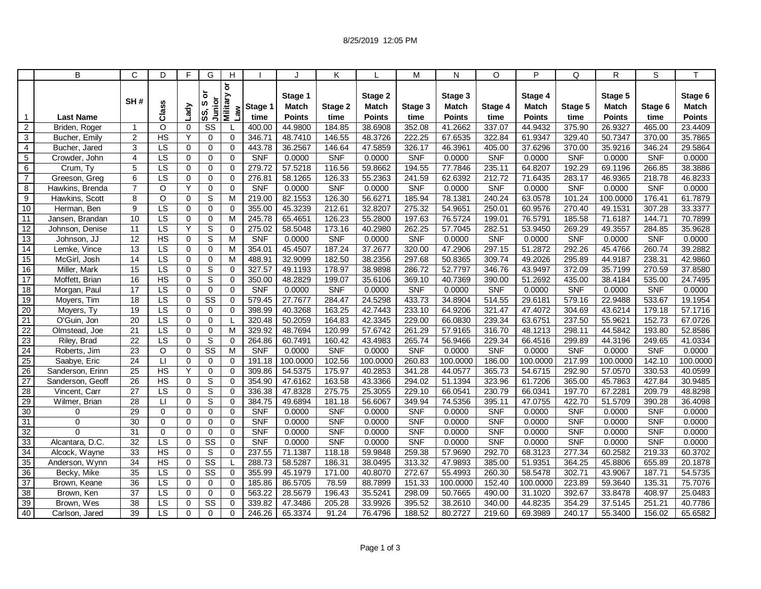8/25/2019 12:05 PM

| | B | C | D | F | G | H | I | J | K | L | M | N | O | P | Q | R | S | T |
|---|---|---|---|---|---|---|---|---|---|---|---|---|---|---|---|---|---|---|
| 1 | Last Name | SH # | Class | Lady | SS, S or Junior | Military or Law | Stage 1 time | Stage 1 Match Points | Stage 2 time | Stage 2 Match Points | Stage 3 time | Stage 3 Match Points | Stage 4 time | Stage 4 Match Points | Stage 5 time | Stage 5 Match Points | Stage 6 time | Stage 6 Match Points |
| 2 | Briden, Roger | 1 | O | 0 | SS | L | 400.00 | 44.9800 | 184.85 | 38.6908 | 352.08 | 41.2662 | 337.07 | 44.9432 | 375.90 | 26.9327 | 465.00 | 23.4409 |
| 3 | Bucher, Emily | 2 | HS | Y | 0 | 0 | 346.71 | 48.7410 | 146.55 | 48.3726 | 222.25 | 67.6535 | 322.84 | 61.9347 | 329.40 | 50.7347 | 370.00 | 35.7865 |
| 4 | Bucher, Jared | 3 | LS | 0 | 0 | 0 | 443.78 | 36.2567 | 146.64 | 47.5859 | 326.17 | 46.3961 | 405.00 | 37.6296 | 370.00 | 35.9216 | 346.24 | 29.5864 |
| 5 | Crowder, John | 4 | LS | 0 | 0 | 0 | SNF | 0.0000 | SNF | 0.0000 | SNF | 0.0000 | SNF | 0.0000 | SNF | 0.0000 | SNF | 0.0000 |
| 6 | Crum, Ty | 5 | LS | 0 | 0 | 0 | 279.72 | 57.5218 | 116.56 | 59.8662 | 194.55 | 77.7846 | 235.11 | 64.8207 | 192.29 | 69.1196 | 266.85 | 38.3886 |
| 7 | Greeson, Greg | 6 | LS | 0 | 0 | 0 | 276.81 | 58.1265 | 126.33 | 55.2363 | 241.59 | 62.6392 | 212.72 | 71.6435 | 283.17 | 46.9365 | 218.78 | 46.8233 |
| 8 | Hawkins, Brenda | 7 | O | Y | 0 | 0 | SNF | 0.0000 | SNF | 0.0000 | SNF | 0.0000 | SNF | 0.0000 | SNF | 0.0000 | SNF | 0.0000 |
| 9 | Hawkins, Scott | 8 | O | 0 | S | M | 219.00 | 82.1553 | 126.30 | 56.6271 | 185.94 | 78.1381 | 240.24 | 63.0578 | 101.24 | 100.0000 | 176.41 | 61.7879 |
| 10 | Herman, Ben | 9 | LS | 0 | 0 | 0 | 355.00 | 45.3239 | 212.61 | 32.8207 | 275.32 | 54.9651 | 250.01 | 60.9576 | 270.40 | 49.1531 | 307.28 | 33.3377 |
| 11 | Jansen, Brandan | 10 | LS | 0 | 0 | M | 245.78 | 65.4651 | 126.23 | 55.2800 | 197.63 | 76.5724 | 199.01 | 76.5791 | 185.58 | 71.6187 | 144.71 | 70.7899 |
| 12 | Johnson, Denise | 11 | LS | Y | S | 0 | 275.02 | 58.5048 | 173.16 | 40.2980 | 262.25 | 57.7045 | 282.51 | 53.9450 | 269.29 | 49.3557 | 284.85 | 35.9628 |
| 13 | Johnson, JJ | 12 | HS | 0 | S | M | SNF | 0.0000 | SNF | 0.0000 | SNF | 0.0000 | SNF | 0.0000 | SNF | 0.0000 | SNF | 0.0000 |
| 14 | Lemke, Vince | 13 | LS | 0 | 0 | M | 354.01 | 45.4507 | 187.24 | 37.2677 | 320.00 | 47.2906 | 297.15 | 51.2872 | 292.26 | 45.4766 | 260.74 | 39.2882 |
| 15 | McGirl, Josh | 14 | LS | 0 | 0 | M | 488.91 | 32.9099 | 182.50 | 38.2356 | 297.68 | 50.8365 | 309.74 | 49.2026 | 295.89 | 44.9187 | 238.31 | 42.9860 |
| 16 | Miller, Mark | 15 | LS | 0 | S | 0 | 327.57 | 49.1193 | 178.97 | 38.9898 | 286.72 | 52.7797 | 346.76 | 43.9497 | 372.09 | 35.7199 | 270.59 | 37.8580 |
| 17 | Moffett, Brian | 16 | HS | 0 | S | 0 | 350.00 | 48.2829 | 199.07 | 35.6106 | 369.10 | 40.7369 | 390.00 | 51.2692 | 435.00 | 38.4184 | 535.00 | 24.7495 |
| 18 | Morgan, Paul | 17 | LS | 0 | 0 | 0 | SNF | 0.0000 | SNF | 0.0000 | SNF | 0.0000 | SNF | 0.0000 | SNF | 0.0000 | SNF | 0.0000 |
| 19 | Moyers, Tim | 18 | LS | 0 | SS | 0 | 579.45 | 27.7677 | 284.47 | 24.5298 | 433.73 | 34.8904 | 514.55 | 29.6181 | 579.16 | 22.9488 | 533.67 | 19.1954 |
| 20 | Moyers, Ty | 19 | LS | 0 | 0 | 0 | 398.99 | 40.3268 | 163.25 | 42.7443 | 233.10 | 64.9206 | 321.47 | 47.4072 | 304.69 | 43.6214 | 179.18 | 57.1716 |
| 21 | O'Guin, Jon | 20 | LS | 0 | 0 | L | 320.48 | 50.2059 | 164.83 | 42.3345 | 229.00 | 66.0830 | 239.34 | 63.6751 | 237.50 | 55.9621 | 152.73 | 67.0726 |
| 22 | Olmstead, Joe | 21 | LS | 0 | 0 | M | 329.92 | 48.7694 | 120.99 | 57.6742 | 261.29 | 57.9165 | 316.70 | 48.1213 | 298.11 | 44.5842 | 193.80 | 52.8586 |
| 23 | Riley, Brad | 22 | LS | 0 | S | 0 | 264.86 | 60.7491 | 160.42 | 43.4983 | 265.74 | 56.9466 | 229.34 | 66.4516 | 299.89 | 44.3196 | 249.65 | 41.0334 |
| 24 | Roberts, Jim | 23 | O | 0 | SS | M | SNF | 0.0000 | SNF | 0.0000 | SNF | 0.0000 | SNF | 0.0000 | SNF | 0.0000 | SNF | 0.0000 |
| 25 | Saabye, Eric | 24 | LI | 0 | 0 | 0 | 191.18 | 100.0000 | 102.56 | 100.0000 | 260.83 | 100.0000 | 186.00 | 100.0000 | 217.99 | 100.0000 | 142.10 | 100.0000 |
| 26 | Sanderson, Erinn | 25 | HS | Y | 0 | 0 | 309.86 | 54.5375 | 175.97 | 40.2853 | 341.28 | 44.0577 | 365.73 | 54.6715 | 292.90 | 57.0570 | 330.53 | 40.0599 |
| 27 | Sanderson, Geoff | 26 | HS | 0 | S | 0 | 354.90 | 47.6162 | 163.58 | 43.3366 | 294.02 | 51.1394 | 323.96 | 61.7206 | 365.00 | 45.7863 | 427.84 | 30.9485 |
| 28 | Vincent, Carr | 27 | LS | 0 | S | 0 | 336.38 | 47.8328 | 275.75 | 25.3055 | 229.10 | 66.0541 | 230.79 | 66.0341 | 197.70 | 67.2281 | 209.79 | 48.8298 |
| 29 | Wilmer, Brian | 28 | LI | 0 | S | 0 | 384.75 | 49.6894 | 181.18 | 56.6067 | 349.94 | 74.5356 | 395.11 | 47.0755 | 422.70 | 51.5709 | 390.28 | 36.4098 |
| 30 | 0 | 29 | 0 | 0 | 0 | 0 | SNF | 0.0000 | SNF | 0.0000 | SNF | 0.0000 | SNF | 0.0000 | SNF | 0.0000 | SNF | 0.0000 |
| 31 | 0 | 30 | 0 | 0 | 0 | 0 | SNF | 0.0000 | SNF | 0.0000 | SNF | 0.0000 | SNF | 0.0000 | SNF | 0.0000 | SNF | 0.0000 |
| 32 | 0 | 31 | 0 | 0 | 0 | 0 | SNF | 0.0000 | SNF | 0.0000 | SNF | 0.0000 | SNF | 0.0000 | SNF | 0.0000 | SNF | 0.0000 |
| 33 | Alcantara, D.C. | 32 | LS | 0 | SS | 0 | SNF | 0.0000 | SNF | 0.0000 | SNF | 0.0000 | SNF | 0.0000 | SNF | 0.0000 | SNF | 0.0000 |
| 34 | Alcock, Wayne | 33 | HS | 0 | S | 0 | 237.55 | 71.1387 | 118.18 | 59.9848 | 259.38 | 57.9690 | 292.70 | 68.3123 | 277.34 | 60.2582 | 219.33 | 60.3702 |
| 35 | Anderson, Wynn | 34 | HS | 0 | SS | L | 288.73 | 58.5287 | 186.31 | 38.0495 | 313.32 | 47.9893 | 385.00 | 51.9351 | 364.25 | 45.8806 | 655.89 | 20.1878 |
| 36 | Becky, Mike | 35 | LS | 0 | SS | 0 | 355.99 | 45.1979 | 171.00 | 40.8070 | 272.67 | 55.4993 | 260.30 | 58.5478 | 302.71 | 43.9067 | 187.71 | 54.5735 |
| 37 | Brown, Keane | 36 | LS | 0 | 0 | 0 | 185.86 | 86.5705 | 78.59 | 88.7899 | 151.33 | 100.0000 | 152.40 | 100.0000 | 223.89 | 59.3640 | 135.31 | 75.7076 |
| 38 | Brown, Ken | 37 | LS | 0 | 0 | 0 | 563.22 | 28.5679 | 196.43 | 35.5241 | 298.09 | 50.7665 | 490.00 | 31.1020 | 392.67 | 33.8478 | 408.97 | 25.0483 |
| 39 | Brown, Wes | 38 | LS | 0 | SS | 0 | 339.82 | 47.3486 | 205.28 | 33.9926 | 395.52 | 38.2610 | 340.00 | 44.8235 | 354.29 | 37.5145 | 251.21 | 40.7786 |
| 40 | Carlson, Jared | 39 | LS | 0 | 0 | 0 | 246.26 | 65.3374 | 91.24 | 76.4796 | 188.52 | 80.2727 | 219.60 | 69.3989 | 240.17 | 55.3400 | 156.02 | 65.6582 |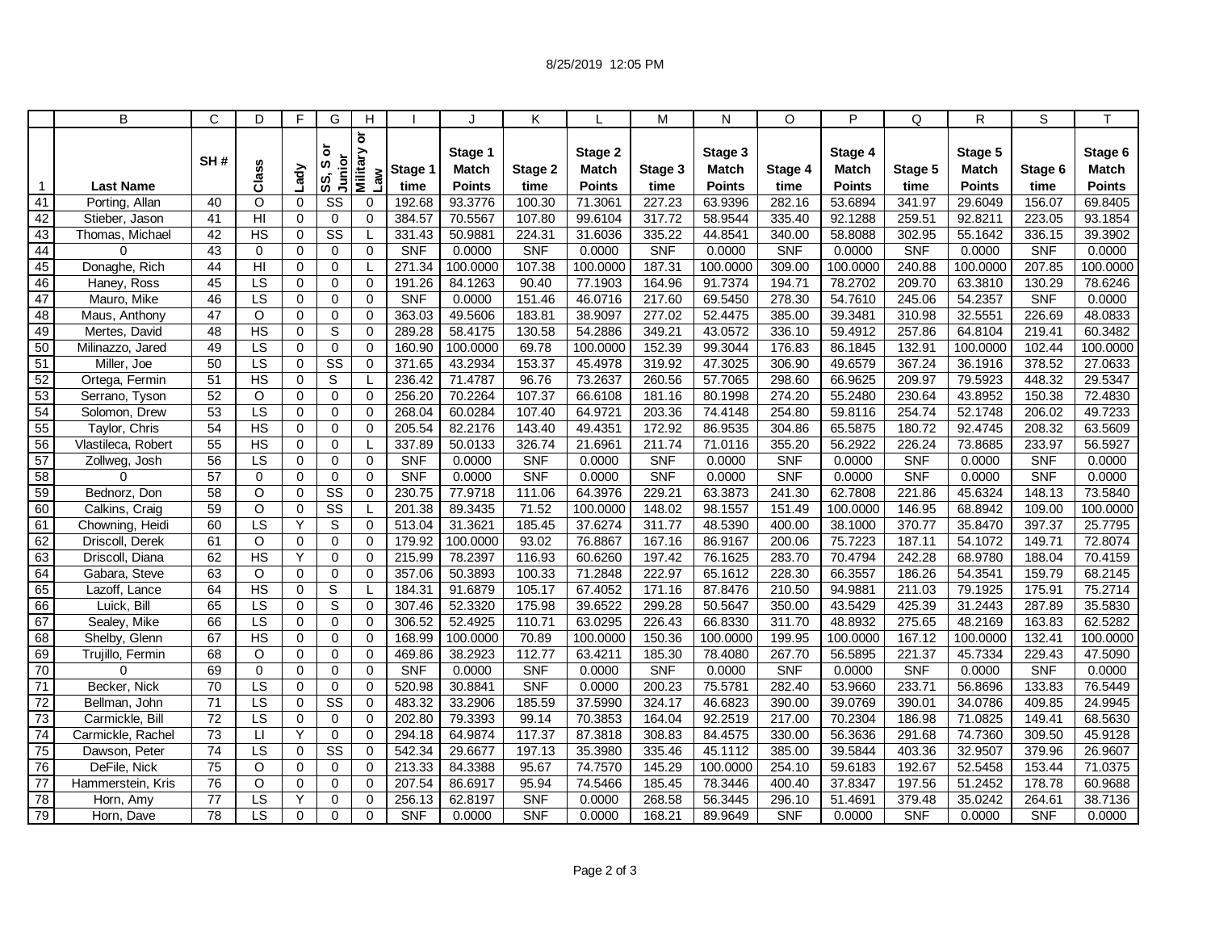8/25/2019 12:05 PM

| | B | C | D | F | G | H | I | J | K | L | M | N | O | P | Q | R | S | T |
|---|---|---|---|---|---|---|---|---|---|---|---|---|---|---|---|---|---|---|
| 1 | Last Name | SH # | Class | Lady | SS, S or Junior | Military or Law | Stage 1 time | Stage 1 Match Points | Stage 2 time | Stage 2 Match Points | Stage 3 time | Stage 3 Match Points | Stage 4 time | Stage 4 Match Points | Stage 5 time | Stage 5 Match Points | Stage 6 time | Stage 6 Match Points |
| 41 | Porting, Allan | 40 | O | 0 | SS | 0 | 192.68 | 93.3776 | 100.30 | 71.3061 | 227.23 | 63.9396 | 282.16 | 53.6894 | 341.97 | 29.6049 | 156.07 | 69.8405 |
| 42 | Stieber, Jason | 41 | HI | 0 | 0 | 0 | 384.57 | 70.5567 | 107.80 | 99.6104 | 317.72 | 58.9544 | 335.40 | 92.1288 | 259.51 | 92.8211 | 223.05 | 93.1854 |
| 43 | Thomas, Michael | 42 | HS | 0 | SS | L | 331.43 | 50.9881 | 224.31 | 31.6036 | 335.22 | 44.8541 | 340.00 | 58.8088 | 302.95 | 55.1642 | 336.15 | 39.3902 |
| 44 | 0 | 43 | 0 | 0 | 0 | 0 | SNF | 0.0000 | SNF | 0.0000 | SNF | 0.0000 | SNF | 0.0000 | SNF | 0.0000 | SNF | 0.0000 |
| 45 | Donaghe, Rich | 44 | HI | 0 | 0 | L | 271.34 | 100.0000 | 107.38 | 100.0000 | 187.31 | 100.0000 | 309.00 | 100.0000 | 240.88 | 100.0000 | 207.85 | 100.0000 |
| 46 | Haney, Ross | 45 | LS | 0 | 0 | 0 | 191.26 | 84.1263 | 90.40 | 77.1903 | 164.96 | 91.7374 | 194.71 | 78.2702 | 209.70 | 63.3810 | 130.29 | 78.6246 |
| 47 | Mauro, Mike | 46 | LS | 0 | 0 | 0 | SNF | 0.0000 | 151.46 | 46.0716 | 217.60 | 69.5450 | 278.30 | 54.7610 | 245.06 | 54.2357 | SNF | 0.0000 |
| 48 | Maus, Anthony | 47 | O | 0 | 0 | 0 | 363.03 | 49.5606 | 183.81 | 38.9097 | 277.02 | 52.4475 | 385.00 | 39.3481 | 310.98 | 32.5551 | 226.69 | 48.0833 |
| 49 | Mertes, David | 48 | HS | 0 | S | 0 | 289.28 | 58.4175 | 130.58 | 54.2886 | 349.21 | 43.0572 | 336.10 | 59.4912 | 257.86 | 64.8104 | 219.41 | 60.3482 |
| 50 | Milinazzo, Jared | 49 | LS | 0 | 0 | 0 | 160.90 | 100.0000 | 69.78 | 100.0000 | 152.39 | 99.3044 | 176.83 | 86.1845 | 132.91 | 100.0000 | 102.44 | 100.0000 |
| 51 | Miller, Joe | 50 | LS | 0 | SS | 0 | 371.65 | 43.2934 | 153.37 | 45.4978 | 319.92 | 47.3025 | 306.90 | 49.6579 | 367.24 | 36.1916 | 378.52 | 27.0633 |
| 52 | Ortega, Fermin | 51 | HS | 0 | S | L | 236.42 | 71.4787 | 96.76 | 73.2637 | 260.56 | 57.7065 | 298.60 | 66.9625 | 209.97 | 79.5923 | 448.32 | 29.5347 |
| 53 | Serrano, Tyson | 52 | O | 0 | 0 | 0 | 256.20 | 70.2264 | 107.37 | 66.6108 | 181.16 | 80.1998 | 274.20 | 55.2480 | 230.64 | 43.8952 | 150.38 | 72.4830 |
| 54 | Solomon, Drew | 53 | LS | 0 | 0 | 0 | 268.04 | 60.0284 | 107.40 | 64.9721 | 203.36 | 74.4148 | 254.80 | 59.8116 | 254.74 | 52.1748 | 206.02 | 49.7233 |
| 55 | Taylor, Chris | 54 | HS | 0 | 0 | 0 | 205.54 | 82.2176 | 143.40 | 49.4351 | 172.92 | 86.9535 | 304.86 | 65.5875 | 180.72 | 92.4745 | 208.32 | 63.5609 |
| 56 | Vlastileca, Robert | 55 | HS | 0 | 0 | L | 337.89 | 50.0133 | 326.74 | 21.6961 | 211.74 | 71.0116 | 355.20 | 56.2922 | 226.24 | 73.8685 | 233.97 | 56.5927 |
| 57 | Zollweg, Josh | 56 | LS | 0 | 0 | 0 | SNF | 0.0000 | SNF | 0.0000 | SNF | 0.0000 | SNF | 0.0000 | SNF | 0.0000 | SNF | 0.0000 |
| 58 | 0 | 57 | 0 | 0 | 0 | 0 | SNF | 0.0000 | SNF | 0.0000 | SNF | 0.0000 | SNF | 0.0000 | SNF | 0.0000 | SNF | 0.0000 |
| 59 | Bednorz, Don | 58 | O | 0 | SS | 0 | 230.75 | 77.9718 | 111.06 | 64.3976 | 229.21 | 63.3873 | 241.30 | 62.7808 | 221.86 | 45.6324 | 148.13 | 73.5840 |
| 60 | Calkins, Craig | 59 | O | 0 | SS | L | 201.38 | 89.3435 | 71.52 | 100.0000 | 148.02 | 98.1557 | 151.49 | 100.0000 | 146.95 | 68.8942 | 109.00 | 100.0000 |
| 61 | Chowning, Heidi | 60 | LS | Y | S | 0 | 513.04 | 31.3621 | 185.45 | 37.6274 | 311.77 | 48.5390 | 400.00 | 38.1000 | 370.77 | 35.8470 | 397.37 | 25.7795 |
| 62 | Driscoll, Derek | 61 | O | 0 | 0 | 0 | 179.92 | 100.0000 | 93.02 | 76.8867 | 167.16 | 86.9167 | 200.06 | 75.7223 | 187.11 | 54.1072 | 149.71 | 72.8074 |
| 63 | Driscoll, Diana | 62 | HS | Y | 0 | 0 | 215.99 | 78.2397 | 116.93 | 60.6260 | 197.42 | 76.1625 | 283.70 | 70.4794 | 242.28 | 68.9780 | 188.04 | 70.4159 |
| 64 | Gabara, Steve | 63 | O | 0 | 0 | 0 | 357.06 | 50.3893 | 100.33 | 71.2848 | 222.97 | 65.1612 | 228.30 | 66.3557 | 186.26 | 54.3541 | 159.79 | 68.2145 |
| 65 | Lazoff, Lance | 64 | HS | 0 | S | L | 184.31 | 91.6879 | 105.17 | 67.4052 | 171.16 | 87.8476 | 210.50 | 94.9881 | 211.03 | 79.1925 | 175.91 | 75.2714 |
| 66 | Luick, Bill | 65 | LS | 0 | S | 0 | 307.46 | 52.3320 | 175.98 | 39.6522 | 299.28 | 50.5647 | 350.00 | 43.5429 | 425.39 | 31.2443 | 287.89 | 35.5830 |
| 67 | Sealey, Mike | 66 | LS | 0 | 0 | 0 | 306.52 | 52.4925 | 110.71 | 63.0295 | 226.43 | 66.8330 | 311.70 | 48.8932 | 275.65 | 48.2169 | 163.83 | 62.5282 |
| 68 | Shelby, Glenn | 67 | HS | 0 | 0 | 0 | 168.99 | 100.0000 | 70.89 | 100.0000 | 150.36 | 100.0000 | 199.95 | 100.0000 | 167.12 | 100.0000 | 132.41 | 100.0000 |
| 69 | Trujillo, Fermin | 68 | O | 0 | 0 | 0 | 469.86 | 38.2923 | 112.77 | 63.4211 | 185.30 | 78.4080 | 267.70 | 56.5895 | 221.37 | 45.7334 | 229.43 | 47.5090 |
| 70 | 0 | 69 | 0 | 0 | 0 | 0 | SNF | 0.0000 | SNF | 0.0000 | SNF | 0.0000 | SNF | 0.0000 | SNF | 0.0000 | SNF | 0.0000 |
| 71 | Becker, Nick | 70 | LS | 0 | 0 | 0 | 520.98 | 30.8841 | SNF | 0.0000 | 200.23 | 75.5781 | 282.40 | 53.9660 | 233.71 | 56.8696 | 133.83 | 76.5449 |
| 72 | Bellman, John | 71 | LS | 0 | SS | 0 | 483.32 | 33.2906 | 185.59 | 37.5990 | 324.17 | 46.6823 | 390.00 | 39.0769 | 390.01 | 34.0786 | 409.85 | 24.9945 |
| 73 | Carmickle, Bill | 72 | LS | 0 | 0 | 0 | 202.80 | 79.3393 | 99.14 | 70.3853 | 164.04 | 92.2519 | 217.00 | 70.2304 | 186.98 | 71.0825 | 149.41 | 68.5630 |
| 74 | Carmickle, Rachel | 73 | LI | Y | 0 | 0 | 294.18 | 64.9874 | 117.37 | 87.3818 | 308.83 | 84.4575 | 330.00 | 56.3636 | 291.68 | 74.7360 | 309.50 | 45.9128 |
| 75 | Dawson, Peter | 74 | LS | 0 | SS | 0 | 542.34 | 29.6677 | 197.13 | 35.3980 | 335.46 | 45.1112 | 385.00 | 39.5844 | 403.36 | 32.9507 | 379.96 | 26.9607 |
| 76 | DeFile, Nick | 75 | O | 0 | 0 | 0 | 213.33 | 84.3388 | 95.67 | 74.7570 | 145.29 | 100.0000 | 254.10 | 59.6183 | 192.67 | 52.5458 | 153.44 | 71.0375 |
| 77 | Hammerstein, Kris | 76 | O | 0 | 0 | 0 | 207.54 | 86.6917 | 95.94 | 74.5466 | 185.45 | 78.3446 | 400.40 | 37.8347 | 197.56 | 51.2452 | 178.78 | 60.9688 |
| 78 | Horn, Amy | 77 | LS | Y | 0 | 0 | 256.13 | 62.8197 | SNF | 0.0000 | 268.58 | 56.3445 | 296.10 | 51.4691 | 379.48 | 35.0242 | 264.61 | 38.7136 |
| 79 | Horn, Dave | 78 | LS | 0 | 0 | 0 | SNF | 0.0000 | SNF | 0.0000 | 168.21 | 89.9649 | SNF | 0.0000 | SNF | 0.0000 | SNF | 0.0000 |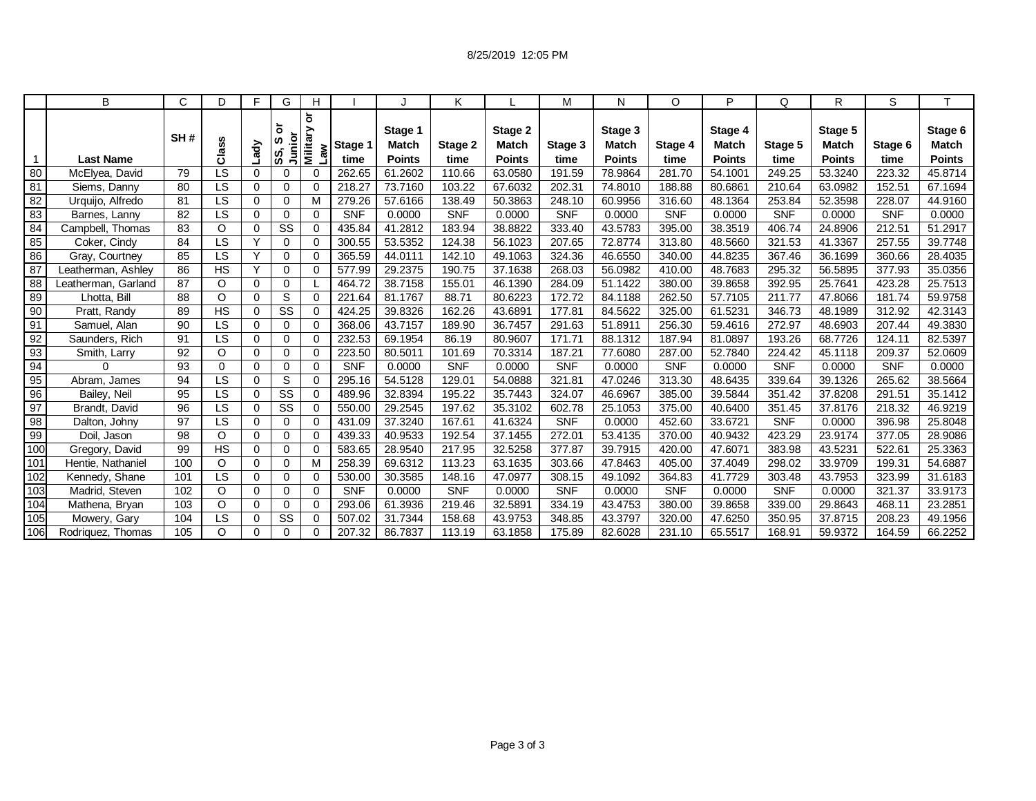8/25/2019 12:05 PM

| | B | C | D | F | G | H | I | J | K | L | M | N | O | P | Q | R | S | T |
|---|---|---|---|---|---|---|---|---|---|---|---|---|---|---|---|---|---|---|
| 1 | Last Name | SH # | Class | Lady | SS, S or Junior | Military or Law | Stage 1 time | Stage 1 Match Points | Stage 2 time | Stage 2 Match Points | Stage 3 time | Stage 3 Match Points | Stage 4 time | Stage 4 Match Points | Stage 5 time | Stage 5 Match Points | Stage 6 time | Stage 6 Match Points |
| 80 | McElyea, David | 79 | LS | 0 | 0 | 0 | 262.65 | 61.2602 | 110.66 | 63.0580 | 191.59 | 78.9864 | 281.70 | 54.1001 | 249.25 | 53.3240 | 223.32 | 45.8714 |
| 81 | Siems, Danny | 80 | LS | 0 | 0 | 0 | 218.27 | 73.7160 | 103.22 | 67.6032 | 202.31 | 74.8010 | 188.88 | 80.6861 | 210.64 | 63.0982 | 152.51 | 67.1694 |
| 82 | Urquijo, Alfredo | 81 | LS | 0 | 0 | M | 279.26 | 57.6166 | 138.49 | 50.3863 | 248.10 | 60.9956 | 316.60 | 48.1364 | 253.84 | 52.3598 | 228.07 | 44.9160 |
| 83 | Barnes, Lanny | 82 | LS | 0 | 0 | 0 | SNF | 0.0000 | SNF | 0.0000 | SNF | 0.0000 | SNF | 0.0000 | SNF | 0.0000 | SNF | 0.0000 |
| 84 | Campbell, Thomas | 83 | O | 0 | SS | 0 | 435.84 | 41.2812 | 183.94 | 38.8822 | 333.40 | 43.5783 | 395.00 | 38.3519 | 406.74 | 24.8906 | 212.51 | 51.2917 |
| 85 | Coker, Cindy | 84 | LS | Y | 0 | 0 | 300.55 | 53.5352 | 124.38 | 56.1023 | 207.65 | 72.8774 | 313.80 | 48.5660 | 321.53 | 41.3367 | 257.55 | 39.7748 |
| 86 | Gray, Courtney | 85 | LS | Y | 0 | 0 | 365.59 | 44.0111 | 142.10 | 49.1063 | 324.36 | 46.6550 | 340.00 | 44.8235 | 367.46 | 36.1699 | 360.66 | 28.4035 |
| 87 | Leatherman, Ashley | 86 | HS | Y | 0 | 0 | 577.99 | 29.2375 | 190.75 | 37.1638 | 268.03 | 56.0982 | 410.00 | 48.7683 | 295.32 | 56.5895 | 377.93 | 35.0356 |
| 88 | Leatherman, Garland | 87 | O | 0 | 0 | L | 464.72 | 38.7158 | 155.01 | 46.1390 | 284.09 | 51.1422 | 380.00 | 39.8658 | 392.95 | 25.7641 | 423.28 | 25.7513 |
| 89 | Lhotta, Bill | 88 | O | 0 | S | 0 | 221.64 | 81.1767 | 88.71 | 80.6223 | 172.72 | 84.1188 | 262.50 | 57.7105 | 211.77 | 47.8066 | 181.74 | 59.9758 |
| 90 | Pratt, Randy | 89 | HS | 0 | SS | 0 | 424.25 | 39.8326 | 162.26 | 43.6891 | 177.81 | 84.5622 | 325.00 | 61.5231 | 346.73 | 48.1989 | 312.92 | 42.3143 |
| 91 | Samuel, Alan | 90 | LS | 0 | 0 | 0 | 368.06 | 43.7157 | 189.90 | 36.7457 | 291.63 | 51.8911 | 256.30 | 59.4616 | 272.97 | 48.6903 | 207.44 | 49.3830 |
| 92 | Saunders, Rich | 91 | LS | 0 | 0 | 0 | 232.53 | 69.1954 | 86.19 | 80.9607 | 171.71 | 88.1312 | 187.94 | 81.0897 | 193.26 | 68.7726 | 124.11 | 82.5397 |
| 93 | Smith, Larry | 92 | O | 0 | 0 | 0 | 223.50 | 80.5011 | 101.69 | 70.3314 | 187.21 | 77.6080 | 287.00 | 52.7840 | 224.42 | 45.1118 | 209.37 | 52.0609 |
| 94 | 0 | 93 | 0 | 0 | 0 | 0 | SNF | 0.0000 | SNF | 0.0000 | SNF | 0.0000 | SNF | 0.0000 | SNF | 0.0000 | SNF | 0.0000 |
| 95 | Abram, James | 94 | LS | 0 | S | 0 | 295.16 | 54.5128 | 129.01 | 54.0888 | 321.81 | 47.0246 | 313.30 | 48.6435 | 339.64 | 39.1326 | 265.62 | 38.5664 |
| 96 | Bailey, Neil | 95 | LS | 0 | SS | 0 | 489.96 | 32.8394 | 195.22 | 35.7443 | 324.07 | 46.6967 | 385.00 | 39.5844 | 351.42 | 37.8208 | 291.51 | 35.1412 |
| 97 | Brandt, David | 96 | LS | 0 | SS | 0 | 550.00 | 29.2545 | 197.62 | 35.3102 | 602.78 | 25.1053 | 375.00 | 40.6400 | 351.45 | 37.8176 | 218.32 | 46.9219 |
| 98 | Dalton, Johny | 97 | LS | 0 | 0 | 0 | 431.09 | 37.3240 | 167.61 | 41.6324 | SNF | 0.0000 | 452.60 | 33.6721 | SNF | 0.0000 | 396.98 | 25.8048 |
| 99 | Doil, Jason | 98 | O | 0 | 0 | 0 | 439.33 | 40.9533 | 192.54 | 37.1455 | 272.01 | 53.4135 | 370.00 | 40.9432 | 423.29 | 23.9174 | 377.05 | 28.9086 |
| 100 | Gregory, David | 99 | HS | 0 | 0 | 0 | 583.65 | 28.9540 | 217.95 | 32.5258 | 377.87 | 39.7915 | 420.00 | 47.6071 | 383.98 | 43.5231 | 522.61 | 25.3363 |
| 101 | Hentie, Nathaniel | 100 | O | 0 | 0 | M | 258.39 | 69.6312 | 113.23 | 63.1635 | 303.66 | 47.8463 | 405.00 | 37.4049 | 298.02 | 33.9709 | 199.31 | 54.6887 |
| 102 | Kennedy, Shane | 101 | LS | 0 | 0 | 0 | 530.00 | 30.3585 | 148.16 | 47.0977 | 308.15 | 49.1092 | 364.83 | 41.7729 | 303.48 | 43.7953 | 323.99 | 31.6183 |
| 103 | Madrid, Steven | 102 | O | 0 | 0 | 0 | SNF | 0.0000 | SNF | 0.0000 | SNF | 0.0000 | SNF | 0.0000 | SNF | 0.0000 | 321.37 | 33.9173 |
| 104 | Mathena, Bryan | 103 | O | 0 | 0 | 0 | 293.06 | 61.3936 | 219.46 | 32.5891 | 334.19 | 43.4753 | 380.00 | 39.8658 | 339.00 | 29.8643 | 468.11 | 23.2851 |
| 105 | Mowery, Gary | 104 | LS | 0 | SS | 0 | 507.02 | 31.7344 | 158.68 | 43.9753 | 348.85 | 43.3797 | 320.00 | 47.6250 | 350.95 | 37.8715 | 208.23 | 49.1956 |
| 106 | Rodriquez, Thomas | 105 | O | 0 | 0 | 0 | 207.32 | 86.7837 | 113.19 | 63.1858 | 175.89 | 82.6028 | 231.10 | 65.5517 | 168.91 | 59.9372 | 164.59 | 66.2252 |